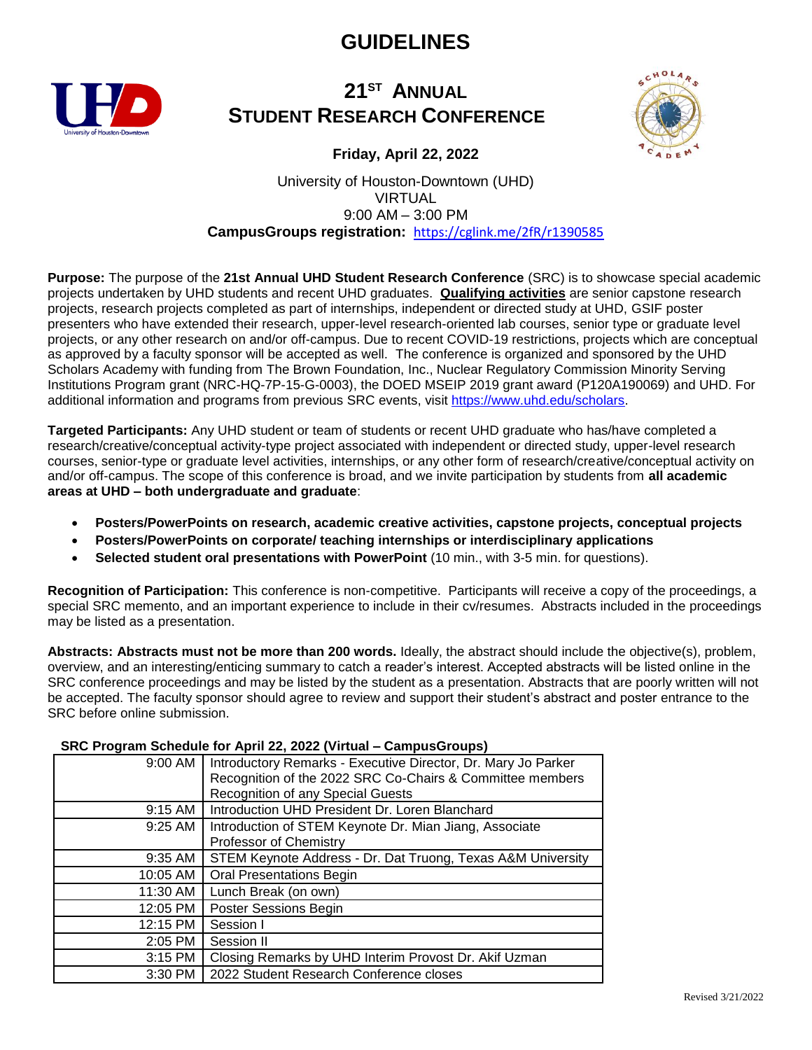# GUIDELINES

## 21ST ANNUAL STUDENT RESEARCH CONFERENCE

**Friday, April 22, 2022**

University of Houston-Downtown (UHD)
VIRTUAL
9:00 AM – 3:00 PM
**CampusGroups registration:** https://cglink.me/2fR/r1390585

**Purpose:** The purpose of the **21st Annual UHD Student Research Conference** (SRC) is to showcase special academic projects undertaken by UHD students and recent UHD graduates. **Qualifying activities** are senior capstone research projects, research projects completed as part of internships, independent or directed study at UHD, GSIF poster presenters who have extended their research, upper-level research-oriented lab courses, senior type or graduate level projects, or any other research on and/or off-campus. Due to recent COVID-19 restrictions, projects which are conceptual as approved by a faculty sponsor will be accepted as well. The conference is organized and sponsored by the UHD Scholars Academy with funding from The Brown Foundation, Inc., Nuclear Regulatory Commission Minority Serving Institutions Program grant (NRC-HQ-7P-15-G-0003), the DOED MSEIP 2019 grant award (P120A190069) and UHD. For additional information and programs from previous SRC events, visit https://www.uhd.edu/scholars.

**Targeted Participants:** Any UHD student or team of students or recent UHD graduate who has/have completed a research/creative/conceptual activity-type project associated with independent or directed study, upper-level research courses, senior-type or graduate level activities, internships, or any other form of research/creative/conceptual activity on and/or off-campus. The scope of this conference is broad, and we invite participation by students from **all academic areas at UHD – both undergraduate and graduate**:

- **Posters/PowerPoints on research, academic creative activities, capstone projects, conceptual projects**
- **Posters/PowerPoints on corporate/ teaching internships or interdisciplinary applications**
- **Selected student oral presentations with PowerPoint** (10 min., with 3-5 min. for questions).

**Recognition of Participation:** This conference is non-competitive. Participants will receive a copy of the proceedings, a special SRC memento, and an important experience to include in their cv/resumes. Abstracts included in the proceedings may be listed as a presentation.

**Abstracts: Abstracts must not be more than 200 words.** Ideally, the abstract should include the objective(s), problem, overview, and an interesting/enticing summary to catch a reader's interest. Accepted abstracts will be listed online in the SRC conference proceedings and may be listed by the student as a presentation. Abstracts that are poorly written will not be accepted. The faculty sponsor should agree to review and support their student's abstract and poster entrance to the SRC before online submission.

**SRC Program Schedule for April 22, 2022 (Virtual – CampusGroups)**

| Time | Event |
|---|---|
| 9:00 AM | Introductory Remarks - Executive Director, Dr. Mary Jo Parker<br>Recognition of the 2022 SRC Co-Chairs & Committee members<br>Recognition of any Special Guests |
| 9:15 AM | Introduction UHD President Dr. Loren Blanchard |
| 9:25 AM | Introduction of STEM Keynote Dr. Mian Jiang, Associate Professor of Chemistry |
| 9:35 AM | STEM Keynote Address - Dr. Dat Truong, Texas A&M University |
| 10:05 AM | Oral Presentations Begin |
| 11:30 AM | Lunch Break (on own) |
| 12:05 PM | Poster Sessions Begin |
| 12:15 PM | Session I |
| 2:05 PM | Session II |
| 3:15 PM | Closing Remarks by UHD Interim Provost Dr. Akif Uzman |
| 3:30 PM | 2022 Student Research Conference closes |

Revised 3/21/2022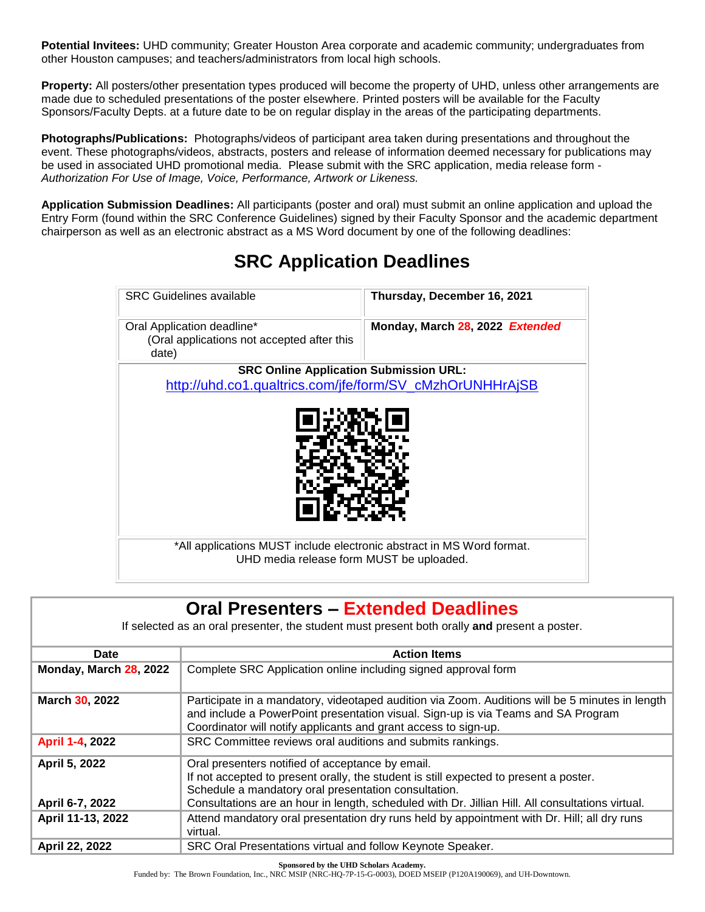**Potential Invitees:** UHD community; Greater Houston Area corporate and academic community; undergraduates from other Houston campuses; and teachers/administrators from local high schools.

**Property:** All posters/other presentation types produced will become the property of UHD, unless other arrangements are made due to scheduled presentations of the poster elsewhere. Printed posters will be available for the Faculty Sponsors/Faculty Depts. at a future date to be on regular display in the areas of the participating departments.

**Photographs/Publications:** Photographs/videos of participant area taken during presentations and throughout the event. These photographs/videos, abstracts, posters and release of information deemed necessary for publications may be used in associated UHD promotional media. Please submit with the SRC application, media release form - *Authorization For Use of Image, Voice, Performance, Artwork or Likeness.*

**Application Submission Deadlines:** All participants (poster and oral) must submit an online application and upload the Entry Form (found within the SRC Conference Guidelines) signed by their Faculty Sponsor and the academic department chairperson as well as an electronic abstract as a MS Word document by one of the following deadlines:

## SRC Application Deadlines

| | |
|---|---|
| SRC Guidelines available | **Thursday, December 16, 2021** |
| Oral Application deadline* (Oral applications not accepted after this date) | **Monday, March 28, 2022** ***Extended*** |
| **SRC Online Application Submission URL:** http://uhd.co1.qualtrics.com/jfe/form/SV_cMzhOrUNHHrAjSB | |
| *All applications MUST include electronic abstract in MS Word format. UHD media release form MUST be uploaded. | |

## Oral Presenters – Extended Deadlines

If selected as an oral presenter, the student must present both orally **and** present a poster.

| Date | Action Items |
|---|---|
| **Monday, March 28, 2022** | Complete SRC Application online including signed approval form |
| **March 30, 2022** | Participate in a mandatory, videotaped audition via Zoom. Auditions will be 5 minutes in length and include a PowerPoint presentation visual. Sign-up is via Teams and SA Program Coordinator will notify applicants and grant access to sign-up. |
| **April 1-4, 2022** | SRC Committee reviews oral auditions and submits rankings. |
| **April 5, 2022** | Oral presenters notified of acceptance by email. If not accepted to present orally, the student is still expected to present a poster. Schedule a mandatory oral presentation consultation. |
| **April 6-7, 2022** | Consultations are an hour in length, scheduled with Dr. Jillian Hill. All consultations virtual. |
| **April 11-13, 2022** | Attend mandatory oral presentation dry runs held by appointment with Dr. Hill; all dry runs virtual. |
| **April 22, 2022** | SRC Oral Presentations virtual and follow Keynote Speaker. |

**Sponsored by the UHD Scholars Academy.**
Funded by: The Brown Foundation, Inc., NRC MSIP (NRC-HQ-7P-15-G-0003), DOED MSEIP (P120A190069), and UH-Downtown.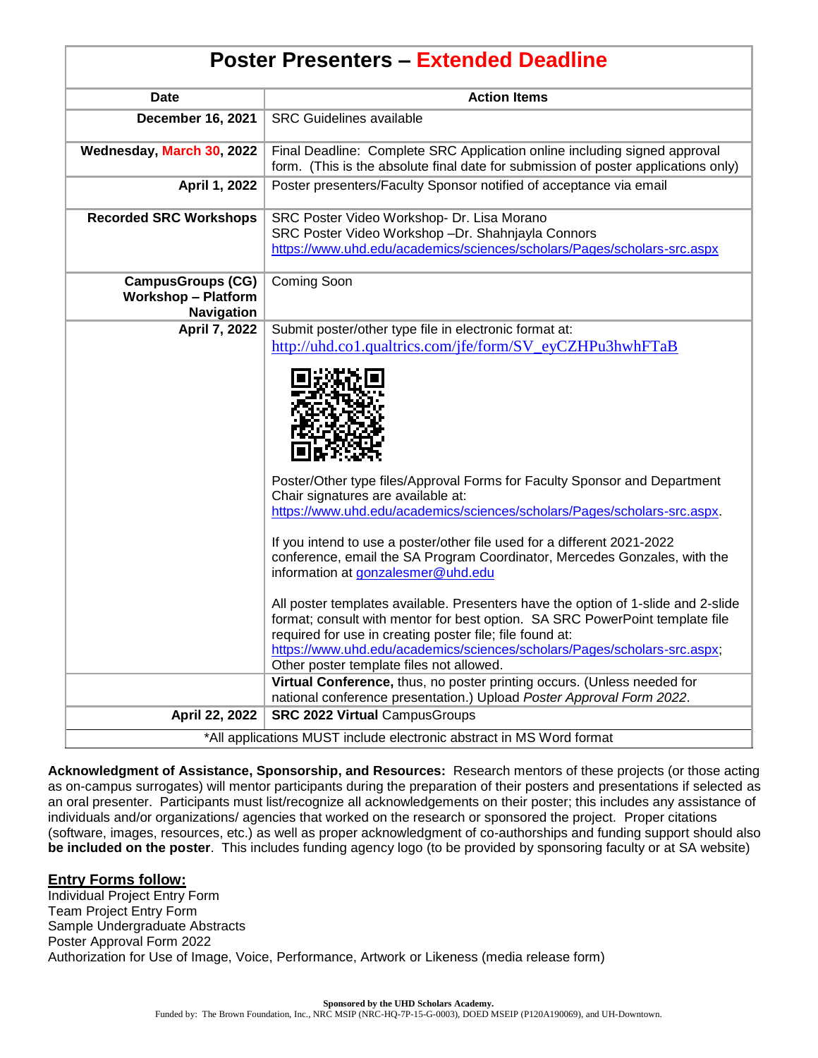| Poster Presenters – Extended Deadline | |
|---|---|
| **Date** | **Action Items** |
| **December 16, 2021** | SRC Guidelines available |
| **Wednesday, March 30, 2022** | Final Deadline: Complete SRC Application online including signed approval form. (This is the absolute final date for submission of poster applications only) |
| **April 1, 2022** | Poster presenters/Faculty Sponsor notified of acceptance via email |
| **Recorded SRC Workshops** | SRC Poster Video Workshop- Dr. Lisa Morano<br>SRC Poster Video Workshop –Dr. Shahnjayla Connors<br>https://www.uhd.edu/academics/sciences/scholars/Pages/scholars-src.aspx |
| **CampusGroups (CG) Workshop – Platform Navigation** | Coming Soon |
| **April 7, 2022** | Submit poster/other type file in electronic format at:<br>http://uhd.co1.qualtrics.com/jfe/form/SV_eyCZHPu3hwhFTaB<br><br>Poster/Other type files/Approval Forms for Faculty Sponsor and Department Chair signatures are available at:<br>https://www.uhd.edu/academics/sciences/scholars/Pages/scholars-src.aspx.<br><br>If you intend to use a poster/other file used for a different 2021-2022 conference, email the SA Program Coordinator, Mercedes Gonzales, with the information at gonzalesmer@uhd.edu<br><br>All poster templates available. Presenters have the option of 1-slide and 2-slide format; consult with mentor for best option. SA SRC PowerPoint template file required for use in creating poster file; file found at:<br>https://www.uhd.edu/academics/sciences/scholars/Pages/scholars-src.aspx;<br>Other poster template files not allowed. |
| | **Virtual Conference,** thus, no poster printing occurs. (Unless needed for national conference presentation.) Upload *Poster Approval Form 2022*. |
| **April 22, 2022** | **SRC 2022 Virtual** CampusGroups |
| *All applications MUST include electronic abstract in MS Word format | |

**Acknowledgment of Assistance, Sponsorship, and Resources:** Research mentors of these projects (or those acting as on-campus surrogates) will mentor participants during the preparation of their posters and presentations if selected as an oral presenter. Participants must list/recognize all acknowledgements on their poster; this includes any assistance of individuals and/or organizations/ agencies that worked on the research or sponsored the project. Proper citations (software, images, resources, etc.) as well as proper acknowledgment of co-authorships and funding support should also **be included on the poster**. This includes funding agency logo (to be provided by sponsoring faculty or at SA website)

**Entry Forms follow:**

Individual Project Entry Form
Team Project Entry Form
Sample Undergraduate Abstracts
Poster Approval Form 2022
Authorization for Use of Image, Voice, Performance, Artwork or Likeness (media release form)

**Sponsored by the UHD Scholars Academy.**
Funded by: The Brown Foundation, Inc., NRC MSIP (NRC-HQ-7P-15-G-0003), DOED MSEIP (P120A190069), and UH-Downtown.